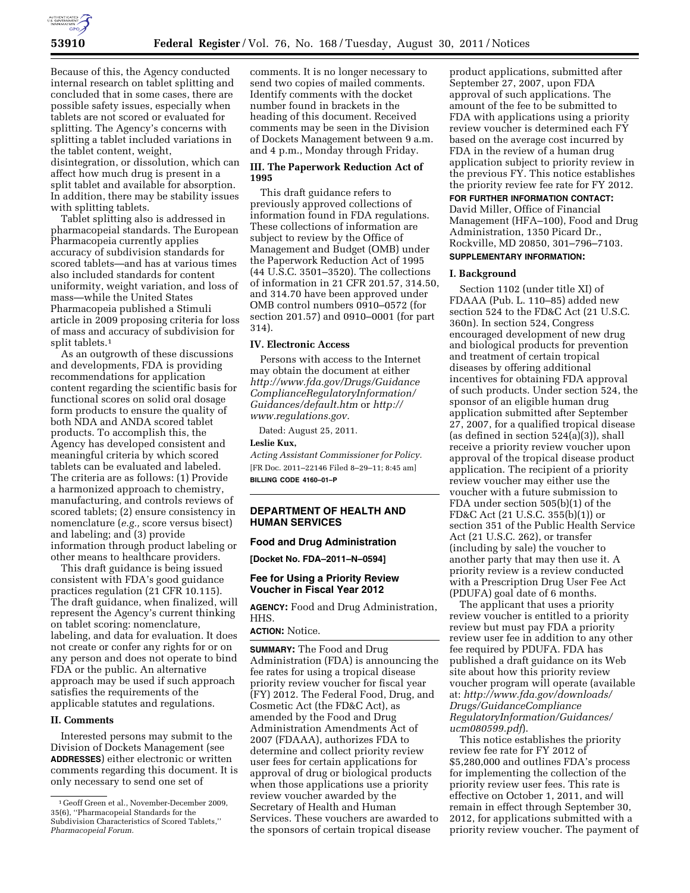Because of this, the Agency conducted internal research on tablet splitting and concluded that in some cases, there are possible safety issues, especially when tablets are not scored or evaluated for splitting. The Agency's concerns with splitting a tablet included variations in the tablet content, weight, disintegration, or dissolution, which can affect how much drug is present in a split tablet and available for absorption. In addition, there may be stability issues with splitting tablets.

Tablet splitting also is addressed in pharmacopeial standards. The European Pharmacopeia currently applies accuracy of subdivision standards for scored tablets—and has at various times also included standards for content uniformity, weight variation, and loss of mass—while the United States Pharmacopeia published a Stimuli article in 2009 proposing criteria for loss of mass and accuracy of subdivision for split tablets.[1]

As an outgrowth of these discussions and developments, FDA is providing recommendations for application content regarding the scientific basis for functional scores on solid oral dosage form products to ensure the quality of both NDA and ANDA scored tablet products. To accomplish this, the Agency has developed consistent and meaningful criteria by which scored tablets can be evaluated and labeled. The criteria are as follows: (1) Provide a harmonized approach to chemistry, manufacturing, and controls reviews of scored tablets; (2) ensure consistency in nomenclature (*e.g.,* score versus bisect) and labeling; and (3) provide information through product labeling or other means to healthcare providers.

This draft guidance is being issued consistent with FDA's good guidance practices regulation (21 CFR 10.115). The draft guidance, when finalized, will represent the Agency's current thinking on tablet scoring: nomenclature, labeling, and data for evaluation. It does not create or confer any rights for or on any person and does not operate to bind FDA or the public. An alternative approach may be used if such approach satisfies the requirements of the applicable statutes and regulations.

## II. Comments

Interested persons may submit to the Division of Dockets Management (see **ADDRESSES**) either electronic or written comments regarding this document. It is only necessary to send one set of comments. It is no longer necessary to send two copies of mailed comments. Identify comments with the docket number found in brackets in the heading of this document. Received comments may be seen in the Division of Dockets Management between 9 a.m. and 4 p.m., Monday through Friday.

## III. The Paperwork Reduction Act of 1995

This draft guidance refers to previously approved collections of information found in FDA regulations. These collections of information are subject to review by the Office of Management and Budget (OMB) under the Paperwork Reduction Act of 1995 (44 U.S.C. 3501–3520). The collections of information in 21 CFR 201.57, 314.50, and 314.70 have been approved under OMB control numbers 0910–0572 (for section 201.57) and 0910–0001 (for part 314).

## IV. Electronic Access

Persons with access to the Internet may obtain the document at either *http://www.fda.gov/Drugs/GuidanceComplianceRegulatoryInformation/Guidances/default.htm* or *http://www.regulations.gov.*

Dated: August 25, 2011.

**Leslie Kux,**

*Acting Assistant Commissioner for Policy.*

[FR Doc. 2011–22146 Filed 8–29–11; 8:45 am]

**BILLING CODE 4160–01–P**

---

# DEPARTMENT OF HEALTH AND HUMAN SERVICES

## Food and Drug Administration

**[Docket No. FDA–2011–N–0594]**

## Fee for Using a Priority Review Voucher in Fiscal Year 2012

**AGENCY:** Food and Drug Administration, HHS.

**ACTION:** Notice.

**SUMMARY:** The Food and Drug Administration (FDA) is announcing the fee rates for using a tropical disease priority review voucher for fiscal year (FY) 2012. The Federal Food, Drug, and Cosmetic Act (the FD&C Act), as amended by the Food and Drug Administration Amendments Act of 2007 (FDAAA), authorizes FDA to determine and collect priority review user fees for certain applications for approval of drug or biological products when those applications use a priority review voucher awarded by the Secretary of Health and Human Services. These vouchers are awarded to the sponsors of certain tropical disease product applications, submitted after September 27, 2007, upon FDA approval of such applications. The amount of the fee to be submitted to FDA with applications using a priority review voucher is determined each FY based on the average cost incurred by FDA in the review of a human drug application subject to priority review in the previous FY. This notice establishes the priority review fee rate for FY 2012.

**FOR FURTHER INFORMATION CONTACT:** David Miller, Office of Financial Management (HFA–100), Food and Drug Administration, 1350 Picard Dr., Rockville, MD 20850, 301–796–7103.

**SUPPLEMENTARY INFORMATION:**

## I. Background

Section 1102 (under title XI) of FDAAA (Pub. L. 110–85) added new section 524 to the FD&C Act (21 U.S.C. 360n). In section 524, Congress encouraged development of new drug and biological products for prevention and treatment of certain tropical diseases by offering additional incentives for obtaining FDA approval of such products. Under section 524, the sponsor of an eligible human drug application submitted after September 27, 2007, for a qualified tropical disease (as defined in section 524(a)(3)), shall receive a priority review voucher upon approval of the tropical disease product application. The recipient of a priority review voucher may either use the voucher with a future submission to FDA under section 505(b)(1) of the FD&C Act (21 U.S.C. 355(b)(1)) or section 351 of the Public Health Service Act (21 U.S.C. 262), or transfer (including by sale) the voucher to another party that may then use it. A priority review is a review conducted with a Prescription Drug User Fee Act (PDUFA) goal date of 6 months.

The applicant that uses a priority review voucher is entitled to a priority review but must pay FDA a priority review user fee in addition to any other fee required by PDUFA. FDA has published a draft guidance on its Web site about how this priority review voucher program will operate (available at: *http://www.fda.gov/downloads/Drugs/GuidanceComplianceRegulatoryInformation/Guidances/ucm080599.pdf*).

This notice establishes the priority review fee rate for FY 2012 of $5,280,000 and outlines FDA's process for implementing the collection of the priority review user fees. This rate is effective on October 1, 2011, and will remain in effect through September 30, 2012, for applications submitted with a priority review voucher. The payment of

---

[1] Geoff Green et al., November-December 2009, 35(6), "Pharmacopeial Standards for the Subdivision Characteristics of Scored Tablets," *Pharmacopeial Forum.*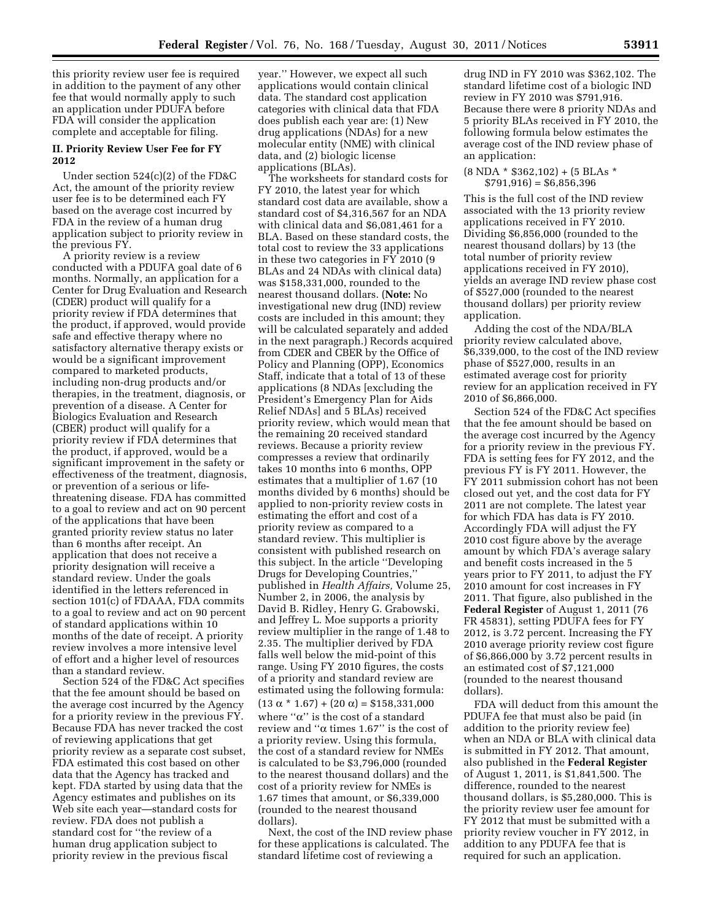this priority review user fee is required in addition to the payment of any other fee that would normally apply to such an application under PDUFA before FDA will consider the application complete and acceptable for filing.

## II. Priority Review User Fee for FY 2012

Under section 524(c)(2) of the FD&C Act, the amount of the priority review user fee is to be determined each FY based on the average cost incurred by FDA in the review of a human drug application subject to priority review in the previous FY.

A priority review is a review conducted with a PDUFA goal date of 6 months. Normally, an application for a Center for Drug Evaluation and Research (CDER) product will qualify for a priority review if FDA determines that the product, if approved, would provide safe and effective therapy where no satisfactory alternative therapy exists or would be a significant improvement compared to marketed products, including non-drug products and/or therapies, in the treatment, diagnosis, or prevention of a disease. A Center for Biologics Evaluation and Research (CBER) product will qualify for a priority review if FDA determines that the product, if approved, would be a significant improvement in the safety or effectiveness of the treatment, diagnosis, or prevention of a serious or life-threatening disease. FDA has committed to a goal to review and act on 90 percent of the applications that have been granted priority review status no later than 6 months after receipt. An application that does not receive a priority designation will receive a standard review. Under the goals identified in the letters referenced in section 101(c) of FDAAA, FDA commits to a goal to review and act on 90 percent of standard applications within 10 months of the date of receipt. A priority review involves a more intensive level of effort and a higher level of resources than a standard review.

Section 524 of the FD&C Act specifies that the fee amount should be based on the average cost incurred by the Agency for a priority review in the previous FY. Because FDA has never tracked the cost of reviewing applications that get priority review as a separate cost subset, FDA estimated this cost based on other data that the Agency has tracked and kept. FDA started by using data that the Agency estimates and publishes on its Web site each year—standard costs for review. FDA does not publish a standard cost for "the review of a human drug application subject to priority review in the previous fiscal year." However, we expect all such applications would contain clinical data. The standard cost application categories with clinical data that FDA does publish each year are: (1) New drug applications (NDAs) for a new molecular entity (NME) with clinical data, and (2) biologic license applications (BLAs).

The worksheets for standard costs for FY 2010, the latest year for which standard cost data are available, show a standard cost of $4,316,567 for an NDA with clinical data and $6,081,461 for a BLA. Based on these standard costs, the total cost to review the 33 applications in these two categories in FY 2010 (9 BLAs and 24 NDAs with clinical data) was $158,331,000, rounded to the nearest thousand dollars. (**Note:** No investigational new drug (IND) review costs are included in this amount; they will be calculated separately and added in the next paragraph.) Records acquired from CDER and CBER by the Office of Policy and Planning (OPP), Economics Staff, indicate that a total of 13 of these applications (8 NDAs [excluding the President's Emergency Plan for Aids Relief NDAs] and 5 BLAs) received priority review, which would mean that the remaining 20 received standard reviews. Because a priority review compresses a review that ordinarily takes 10 months into 6 months, OPP estimates that a multiplier of 1.67 (10 months divided by 6 months) should be applied to non-priority review costs in estimating the effort and cost of a priority review as compared to a standard review. This multiplier is consistent with published research on this subject. In the article "Developing Drugs for Developing Countries," published in *Health Affairs,* Volume 25, Number 2, in 2006, the analysis by David B. Ridley, Henry G. Grabowski, and Jeffrey L. Moe supports a priority review multiplier in the range of 1.48 to 2.35. The multiplier derived by FDA falls well below the mid-point of this range. Using FY 2010 figures, the costs of a priority and standard review are estimated using the following formula: $(13\ \alpha * 1.67) + (20\ \alpha) = \$158{,}331{,}000$ where "$\alpha$" is the cost of a standard review and "$\alpha$ times 1.67" is the cost of a priority review. Using this formula, the cost of a standard review for NMEs is calculated to be $3,796,000 (rounded to the nearest thousand dollars) and the cost of a priority review for NMEs is 1.67 times that amount, or $6,339,000 (rounded to the nearest thousand dollars).

Next, the cost of the IND review phase for these applications is calculated. The standard lifetime cost of reviewing a drug IND in FY 2010 was $362,102. The standard lifetime cost of a biologic IND review in FY 2010 was $791,916. Because there were 8 priority NDAs and 5 priority BLAs received in FY 2010, the following formula below estimates the average cost of the IND review phase of an application:

$$(8\ \text{NDA} * \$362{,}102) + (5\ \text{BLAs} * \$791{,}916) = \$6{,}856{,}396$$

This is the full cost of the IND review associated with the 13 priority review applications received in FY 2010. Dividing $6,856,000 (rounded to the nearest thousand dollars) by 13 (the total number of priority review applications received in FY 2010), yields an average IND review phase cost of $527,000 (rounded to the nearest thousand dollars) per priority review application.

Adding the cost of the NDA/BLA priority review calculated above, $6,339,000, to the cost of the IND review phase of $527,000, results in an estimated average cost for priority review for an application received in FY 2010 of $6,866,000.

Section 524 of the FD&C Act specifies that the fee amount should be based on the average cost incurred by the Agency for a priority review in the previous FY. FDA is setting fees for FY 2012, and the previous FY is FY 2011. However, the FY 2011 submission cohort has not been closed out yet, and the cost data for FY 2011 are not complete. The latest year for which FDA has data is FY 2010. Accordingly FDA will adjust the FY 2010 cost figure above by the average amount by which FDA's average salary and benefit costs increased in the 5 years prior to FY 2011, to adjust the FY 2010 amount for cost increases in FY 2011. That figure, also published in the **Federal Register** of August 1, 2011 (76 FR 45831), setting PDUFA fees for FY 2012, is 3.72 percent. Increasing the FY 2010 average priority review cost figure of $6,866,000 by 3.72 percent results in an estimated cost of $7,121,000 (rounded to the nearest thousand dollars).

FDA will deduct from this amount the PDUFA fee that must also be paid (in addition to the priority review fee) when an NDA or BLA with clinical data is submitted in FY 2012. That amount, also published in the **Federal Register** of August 1, 2011, is $1,841,500. The difference, rounded to the nearest thousand dollars, is $5,280,000. This is the priority review user fee amount for FY 2012 that must be submitted with a priority review voucher in FY 2012, in addition to any PDUFA fee that is required for such an application.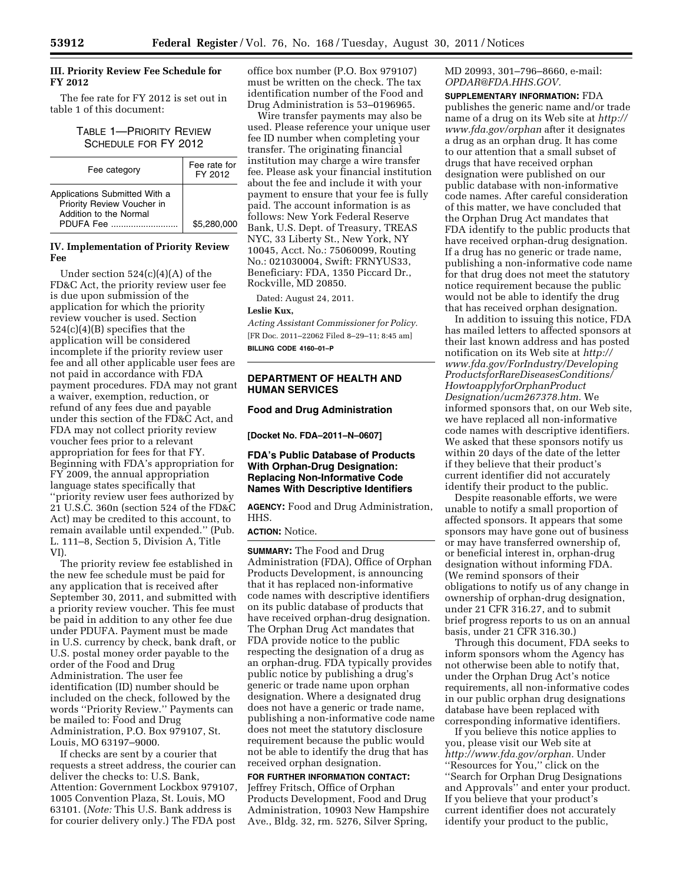## III. Priority Review Fee Schedule for FY 2012

The fee rate for FY 2012 is set out in table 1 of this document:

TABLE 1—PRIORITY REVIEW SCHEDULE FOR FY 2012

| Fee category | Fee rate for FY 2012 |
| --- | --- |
| Applications Submitted With a Priority Review Voucher in Addition to the Normal PDUFA Fee .......................... | $5,280,000 |

## IV. Implementation of Priority Review Fee

Under section 524(c)(4)(A) of the FD&C Act, the priority review user fee is due upon submission of the application for which the priority review voucher is used. Section 524(c)(4)(B) specifies that the application will be considered incomplete if the priority review user fee and all other applicable user fees are not paid in accordance with FDA payment procedures. FDA may not grant a waiver, exemption, reduction, or refund of any fees due and payable under this section of the FD&C Act, and FDA may not collect priority review voucher fees prior to a relevant appropriation for fees for that FY. Beginning with FDA's appropriation for FY 2009, the annual appropriation language states specifically that ''priority review user fees authorized by 21 U.S.C. 360n (section 524 of the FD&C Act) may be credited to this account, to remain available until expended.'' (Pub. L. 111–8, Section 5, Division A, Title VI).

The priority review fee established in the new fee schedule must be paid for any application that is received after September 30, 2011, and submitted with a priority review voucher. This fee must be paid in addition to any other fee due under PDUFA. Payment must be made in U.S. currency by check, bank draft, or U.S. postal money order payable to the order of the Food and Drug Administration. The user fee identification (ID) number should be included on the check, followed by the words ''Priority Review.'' Payments can be mailed to: Food and Drug Administration, P.O. Box 979107, St. Louis, MO 63197–9000.

If checks are sent by a courier that requests a street address, the courier can deliver the checks to: U.S. Bank, Attention: Government Lockbox 979107, 1005 Convention Plaza, St. Louis, MO 63101. (*Note:* This U.S. Bank address is for courier delivery only.) The FDA post office box number (P.O. Box 979107) must be written on the check. The tax identification number of the Food and Drug Administration is 53–0196965.

Wire transfer payments may also be used. Please reference your unique user fee ID number when completing your transfer. The originating financial institution may charge a wire transfer fee. Please ask your financial institution about the fee and include it with your payment to ensure that your fee is fully paid. The account information is as follows: New York Federal Reserve Bank, U.S. Dept. of Treasury, TREAS NYC, 33 Liberty St., New York, NY 10045, Acct. No.: 75060099, Routing No.: 021030004, Swift: FRNYUS33, Beneficiary: FDA, 1350 Piccard Dr., Rockville, MD 20850.

Dated: August 24, 2011.

**Leslie Kux,**

*Acting Assistant Commissioner for Policy.*

[FR Doc. 2011–22062 Filed 8–29–11; 8:45 am]

**BILLING CODE 4160–01–P**

---

## DEPARTMENT OF HEALTH AND HUMAN SERVICES

### Food and Drug Administration

**[Docket No. FDA–2011–N–0607]**

### FDA's Public Database of Products With Orphan-Drug Designation: Replacing Non-Informative Code Names With Descriptive Identifiers

**AGENCY:** Food and Drug Administration, HHS.

**ACTION:** Notice.

**SUMMARY:** The Food and Drug Administration (FDA), Office of Orphan Products Development, is announcing that it has replaced non-informative code names with descriptive identifiers on its public database of products that have received orphan-drug designation. The Orphan Drug Act mandates that FDA provide notice to the public respecting the designation of a drug as an orphan-drug. FDA typically provides public notice by publishing a drug's generic or trade name upon orphan designation. Where a designated drug does not have a generic or trade name, publishing a non-informative code name does not meet the statutory disclosure requirement because the public would not be able to identify the drug that has received orphan designation.

**FOR FURTHER INFORMATION CONTACT:** Jeffrey Fritsch, Office of Orphan Products Development, Food and Drug Administration, 10903 New Hampshire Ave., Bldg. 32, rm. 5276, Silver Spring, MD 20993, 301–796–8660, e-mail: *OPDAR@FDA.HHS.GOV.*

**SUPPLEMENTARY INFORMATION:** FDA publishes the generic name and/or trade name of a drug on its Web site at *http://www.fda.gov/orphan* after it designates a drug as an orphan drug. It has come to our attention that a small subset of drugs that have received orphan designation were published on our public database with non-informative code names. After careful consideration of this matter, we have concluded that the Orphan Drug Act mandates that FDA identify to the public products that have received orphan-drug designation. If a drug has no generic or trade name, publishing a non-informative code name for that drug does not meet the statutory notice requirement because the public would not be able to identify the drug that has received orphan designation.

In addition to issuing this notice, FDA has mailed letters to affected sponsors at their last known address and has posted notification on its Web site at *http://www.fda.gov/ForIndustry/DevelopingProductsforRareDiseasesConditions/HowtoapplyforOrphanProductDesignation/ucm267378.htm.* We informed sponsors that, on our Web site, we have replaced all non-informative code names with descriptive identifiers. We asked that these sponsors notify us within 20 days of the date of the letter if they believe that their product's current identifier did not accurately identify their product to the public.

Despite reasonable efforts, we were unable to notify a small proportion of affected sponsors. It appears that some sponsors may have gone out of business or may have transferred ownership of, or beneficial interest in, orphan-drug designation without informing FDA. (We remind sponsors of their obligations to notify us of any change in ownership of orphan-drug designation, under 21 CFR 316.27, and to submit brief progress reports to us on an annual basis, under 21 CFR 316.30.)

Through this document, FDA seeks to inform sponsors whom the Agency has not otherwise been able to notify that, under the Orphan Drug Act's notice requirements, all non-informative codes in our public orphan drug designations database have been replaced with corresponding informative identifiers.

If you believe this notice applies to you, please visit our Web site at *http://www.fda.gov/orphan.* Under ''Resources for You,'' click on the ''Search for Orphan Drug Designations and Approvals'' and enter your product. If you believe that your product's current identifier does not accurately identify your product to the public,